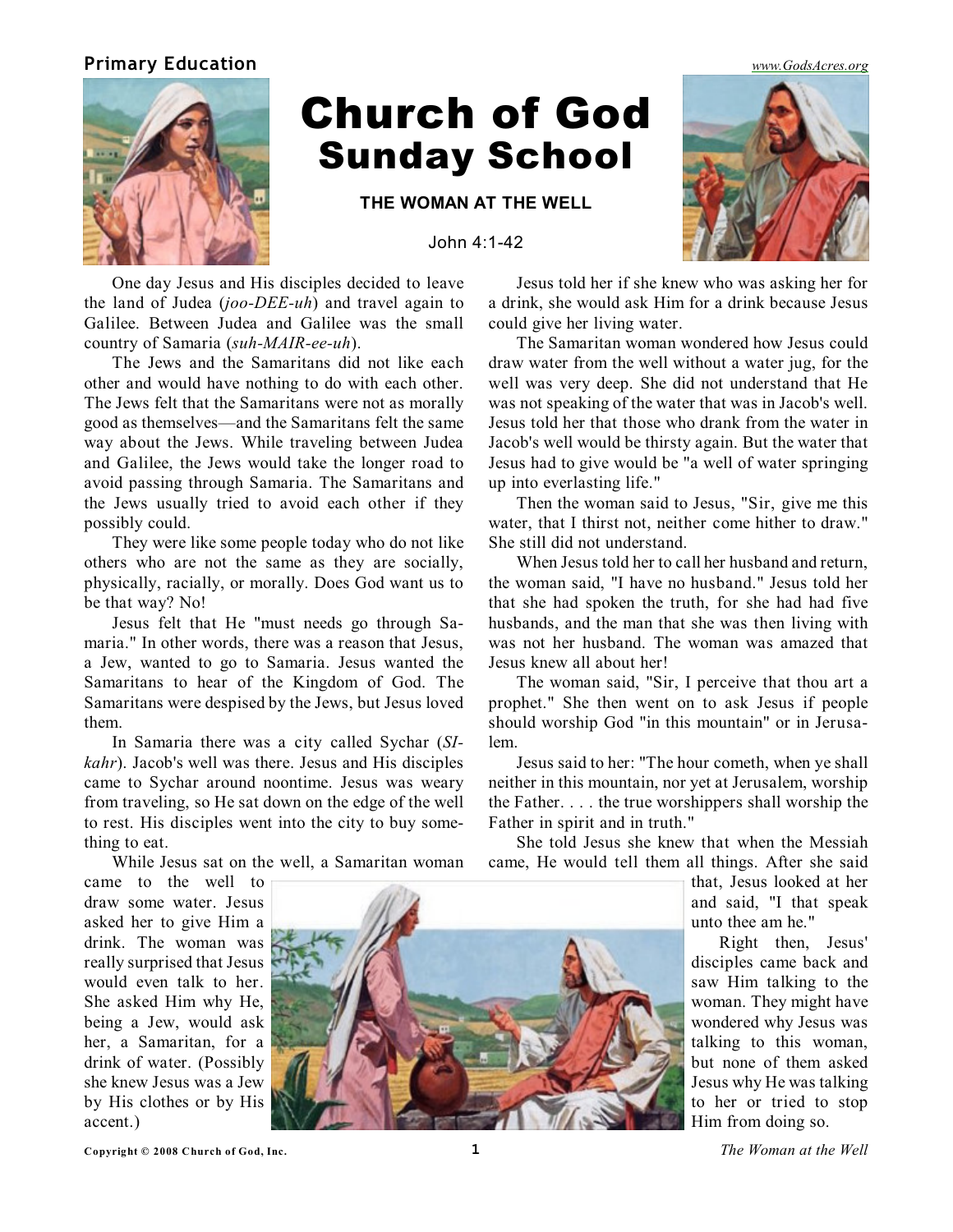Primary Education

# Church of God Sunday School

### THE WOMAN AT THE WELL

John 4:1-42

One day Jesus and His disciples decided to leave the land of Judea (*joo-DEE-uh*) and travel again to Galilee. Between Judea and Galilee was the small country of Samaria (*suh-MAIR-ee-uh*).

The Jews and the Samaritans did not like each other and would have nothing to do with each other. The Jews felt that the Samaritans were not as morally good as themselves—and the Samaritans felt the same way about the Jews. While traveling between Judea and Galilee, the Jews would take the longer road to avoid passing through Samaria. The Samaritans and the Jews usually tried to avoid each other if they possibly could.

They were like some people today who do not like others who are not the same as they are socially, physically, racially, or morally. Does God want us to be that way? No!

Jesus felt that He "must needs go through Samaria." In other words, there was a reason that Jesus, a Jew, wanted to go to Samaria. Jesus wanted the Samaritans to hear of the Kingdom of God. The Samaritans were despised by the Jews, but Jesus loved them.

In Samaria there was a city called Sychar (*SI-kahr*). Jacob's well was there. Jesus and His disciples came to Sychar around noontime. Jesus was weary from traveling, so He sat down on the edge of the well to rest. His disciples went into the city to buy something to eat.

While Jesus sat on the well, a Samaritan woman came to the well to draw some water. Jesus asked her to give Him a drink. The woman was really surprised that Jesus would even talk to her. She asked Him why He, being a Jew, would ask her, a Samaritan, for a drink of water. (Possibly she knew Jesus was a Jew by His clothes or by His accent.)

Jesus told her if she knew who was asking her for a drink, she would ask Him for a drink because Jesus could give her living water.

The Samaritan woman wondered how Jesus could draw water from the well without a water jug, for the well was very deep. She did not understand that He was not speaking of the water that was in Jacob's well. Jesus told her that those who drank from the water in Jacob's well would be thirsty again. But the water that Jesus had to give would be "a well of water springing up into everlasting life."

Then the woman said to Jesus, "Sir, give me this water, that I thirst not, neither come hither to draw." She still did not understand.

When Jesus told her to call her husband and return, the woman said, "I have no husband." Jesus told her that she had spoken the truth, for she had had five husbands, and the man that she was then living with was not her husband. The woman was amazed that Jesus knew all about her!

The woman said, "Sir, I perceive that thou art a prophet." She then went on to ask Jesus if people should worship God "in this mountain" or in Jerusalem.

Jesus said to her: "The hour cometh, when ye shall neither in this mountain, nor yet at Jerusalem, worship the Father. . . . the true worshippers shall worship the Father in spirit and in truth."

She told Jesus she knew that when the Messiah came, He would tell them all things. After she said that, Jesus looked at her and said, "I that speak unto thee am he."

Right then, Jesus' disciples came back and saw Him talking to the woman. They might have wondered why Jesus was talking to this woman, but none of them asked Jesus why He was talking to her or tried to stop Him from doing so.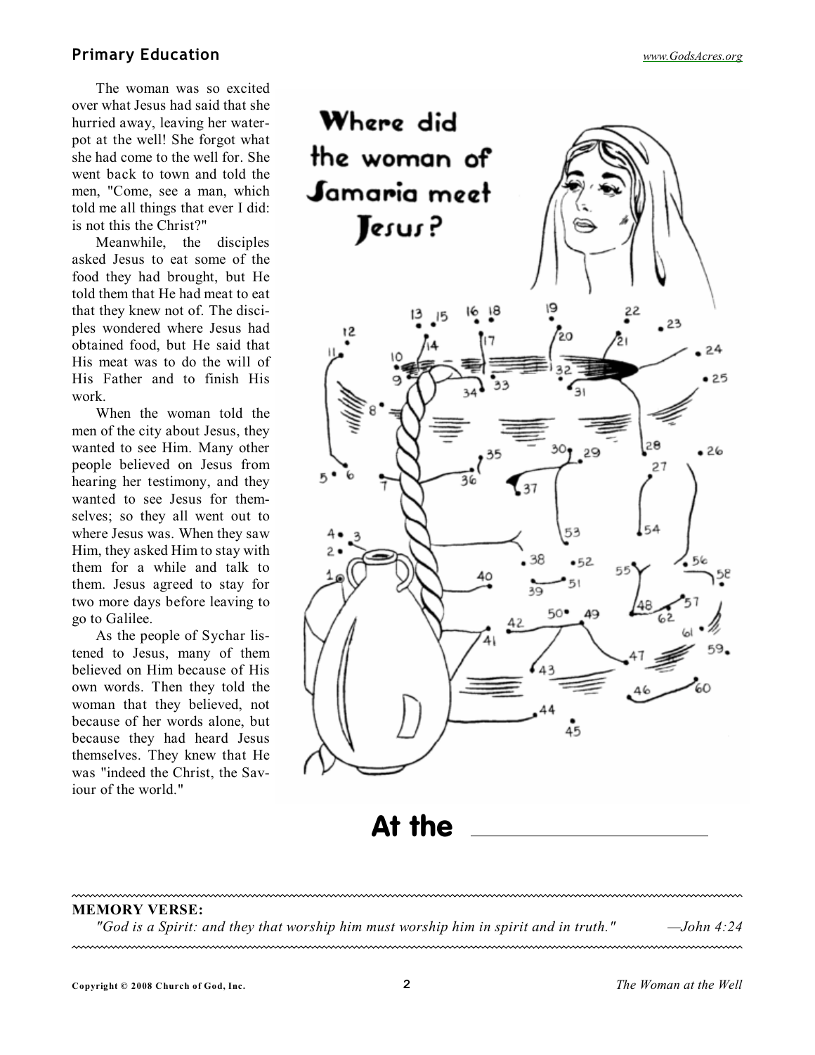The woman was so excited over what Jesus had said that she hurried away, leaving her waterpot at the well! She forgot what she had come to the well for. She went back to town and told the men, "Come, see a man, which told me all things that ever I did: is not this the Christ?"

Meanwhile, the disciples asked Jesus to eat some of the food they had brought, but He told them that He had meat to eat that they knew not of. The disciples wondered where Jesus had obtained food, but He said that His meat was to do the will of His Father and to finish His work.

When the woman told the men of the city about Jesus, they wanted to see Him. Many other people believed on Jesus from hearing her testimony, and they wanted to see Jesus for themselves; so they all went out to where Jesus was. When they saw Him, they asked Him to stay with them for a while and talk to them. Jesus agreed to stay for two more days before leaving to go to Galilee.

As the people of Sychar listened to Jesus, many of them believed on Him because of His own words. Then they told the woman that they believed, not because of her words alone, but because they had heard Jesus themselves. They knew that He was "indeed the Christ, the Saviour of the world."

Where did the woman of Samaria meet Jesus?

**At the** \_\_\_\_\_\_\_\_\_\_\_\_\_\_\_\_\_\_\_\_

**MEMORY VERSE:**

*"God is a Spirit: and they that worship him must worship him in spirit and in truth."* —*John 4:24*